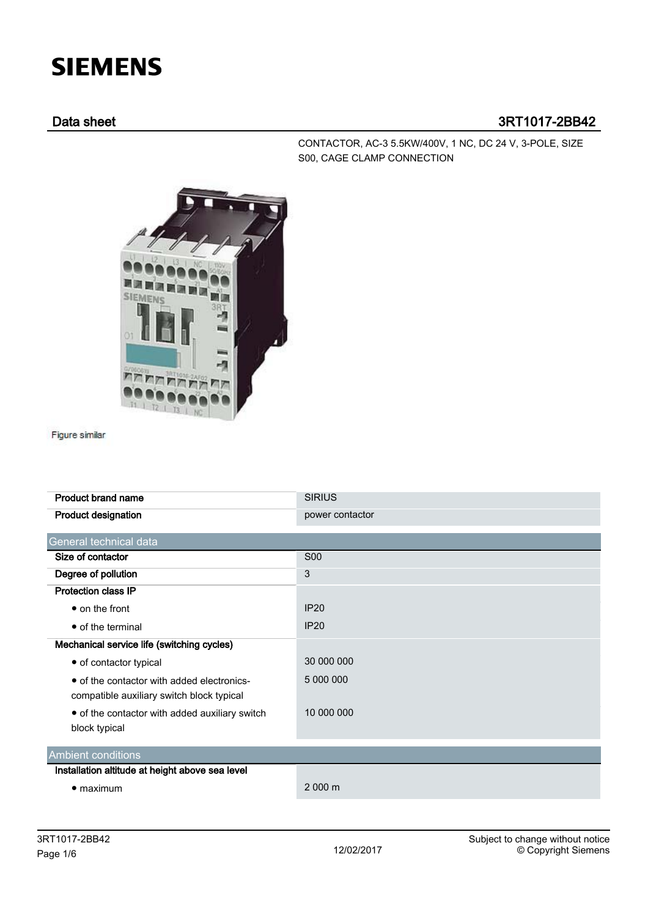**SIEMENS**

## Data sheet 3RT1017-2BB42

CONTACTOR, AC-3 5.5KW/400V, 1 NC, DC 24 V, 3-POLE, SIZE S00, CAGE CLAMP CONNECTION

Figure similar

| | |
|---|---|
| **Product brand name** | SIRIUS |
| **Product designation** | power contactor |

### General technical data

| | |
|---|---|
| **Size of contactor** | S00 |
| **Degree of pollution** | 3 |
| **Protection class IP** | |
| • on the front | IP20 |
| • of the terminal | IP20 |
| **Mechanical service life (switching cycles)** | |
| • of contactor typical | 30 000 000 |
| • of the contactor with added electronics-compatible auxiliary switch block typical | 5 000 000 |
| • of the contactor with added auxiliary switch block typical | 10 000 000 |

### Ambient conditions

| | |
|---|---|
| **Installation altitude at height above sea level** | |
| • maximum | 2 000 m |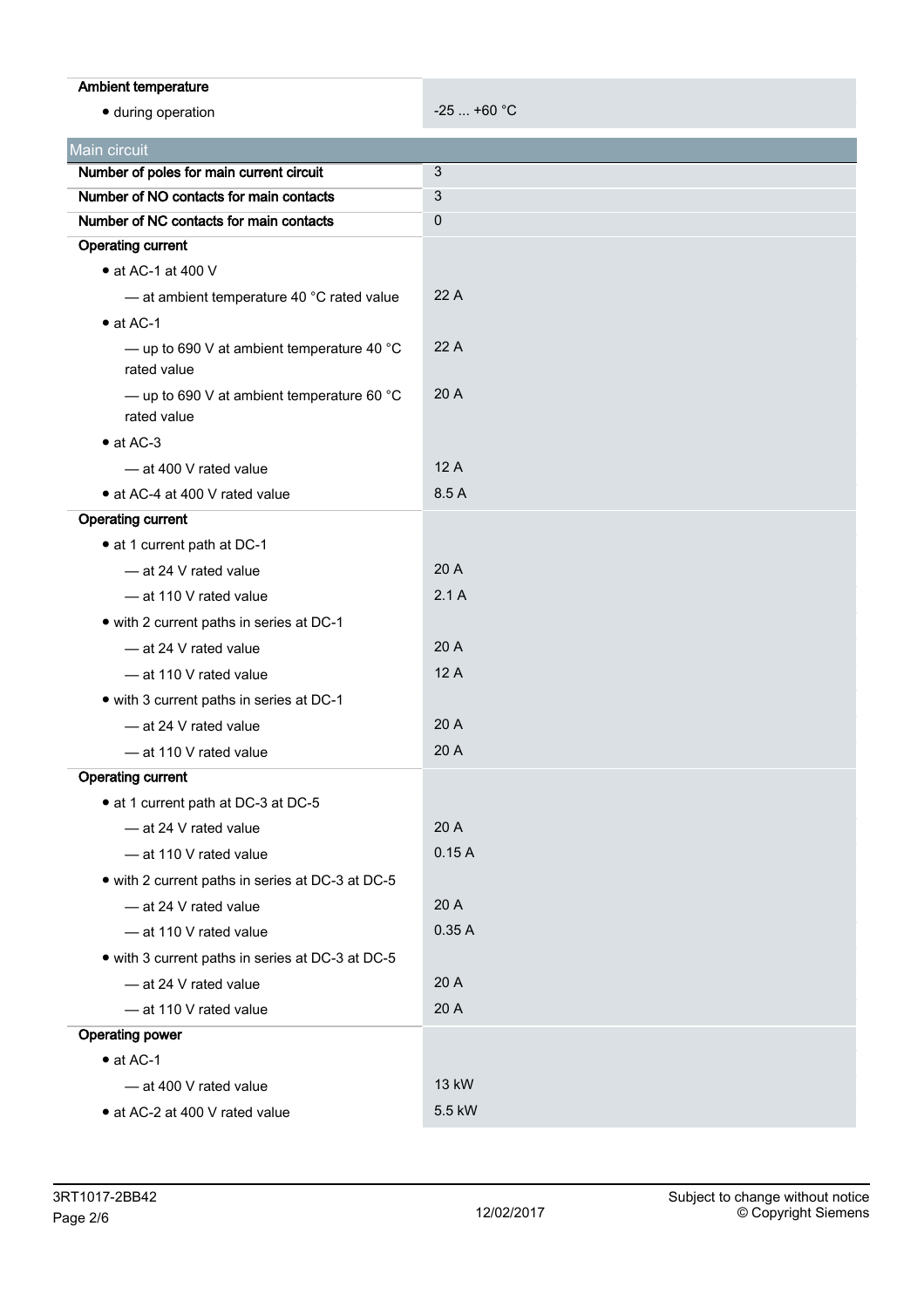| | |
|---|---|
| **Ambient temperature** | |
| • during operation | -25 ... +60 °C |

## Main circuit

| | |
|---|---|
| **Number of poles for main current circuit** | 3 |
| **Number of NO contacts for main contacts** | 3 |
| **Number of NC contacts for main contacts** | 0 |
| **Operating current** | |
| • at AC-1 at 400 V | |
| — at ambient temperature 40 °C rated value | 22 A |
| • at AC-1 | |
| — up to 690 V at ambient temperature 40 °C rated value | 22 A |
| — up to 690 V at ambient temperature 60 °C rated value | 20 A |
| • at AC-3 | |
| — at 400 V rated value | 12 A |
| • at AC-4 at 400 V rated value | 8.5 A |
| **Operating current** | |
| • at 1 current path at DC-1 | |
| — at 24 V rated value | 20 A |
| — at 110 V rated value | 2.1 A |
| • with 2 current paths in series at DC-1 | |
| — at 24 V rated value | 20 A |
| — at 110 V rated value | 12 A |
| • with 3 current paths in series at DC-1 | |
| — at 24 V rated value | 20 A |
| — at 110 V rated value | 20 A |
| **Operating current** | |
| • at 1 current path at DC-3 at DC-5 | |
| — at 24 V rated value | 20 A |
| — at 110 V rated value | 0.15 A |
| • with 2 current paths in series at DC-3 at DC-5 | |
| — at 24 V rated value | 20 A |
| — at 110 V rated value | 0.35 A |
| • with 3 current paths in series at DC-3 at DC-5 | |
| — at 24 V rated value | 20 A |
| — at 110 V rated value | 20 A |
| **Operating power** | |
| • at AC-1 | |
| — at 400 V rated value | 13 kW |
| • at AC-2 at 400 V rated value | 5.5 kW |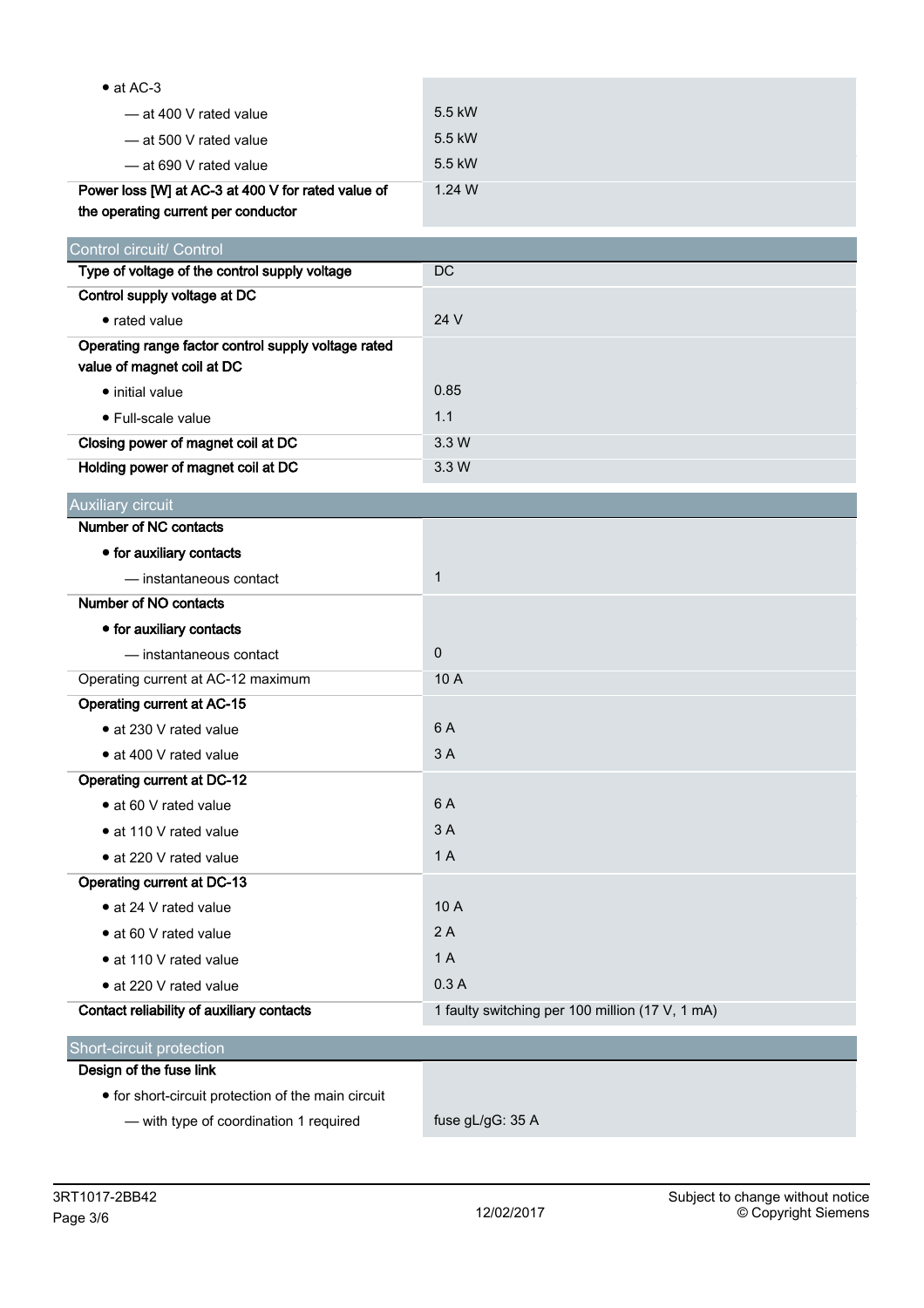| | |
|---|---|
| • at AC-3 | |
| — at 400 V rated value | 5.5 kW |
| — at 500 V rated value | 5.5 kW |
| — at 690 V rated value | 5.5 kW |
| **Power loss [W] at AC-3 at 400 V for rated value of the operating current per conductor** | 1.24 W |

## Control circuit/ Control

| | |
|---|---|
| **Type of voltage of the control supply voltage** | DC |
| **Control supply voltage at DC** | |
| • rated value | 24 V |
| **Operating range factor control supply voltage rated value of magnet coil at DC** | |
| • initial value | 0.85 |
| • Full-scale value | 1.1 |
| **Closing power of magnet coil at DC** | 3.3 W |
| **Holding power of magnet coil at DC** | 3.3 W |

## Auxiliary circuit

| | |
|---|---|
| **Number of NC contacts** | |
| **• for auxiliary contacts** | |
| — instantaneous contact | 1 |
| **Number of NO contacts** | |
| **• for auxiliary contacts** | |
| — instantaneous contact | 0 |
| Operating current at AC-12 maximum | 10 A |
| **Operating current at AC-15** | |
| • at 230 V rated value | 6 A |
| • at 400 V rated value | 3 A |
| **Operating current at DC-12** | |
| • at 60 V rated value | 6 A |
| • at 110 V rated value | 3 A |
| • at 220 V rated value | 1 A |
| **Operating current at DC-13** | |
| • at 24 V rated value | 10 A |
| • at 60 V rated value | 2 A |
| • at 110 V rated value | 1 A |
| • at 220 V rated value | 0.3 A |
| **Contact reliability of auxiliary contacts** | 1 faulty switching per 100 million (17 V, 1 mA) |

## Short-circuit protection

| | |
|---|---|
| **Design of the fuse link** | |
| • for short-circuit protection of the main circuit | |
| — with type of coordination 1 required | fuse gL/gG: 35 A |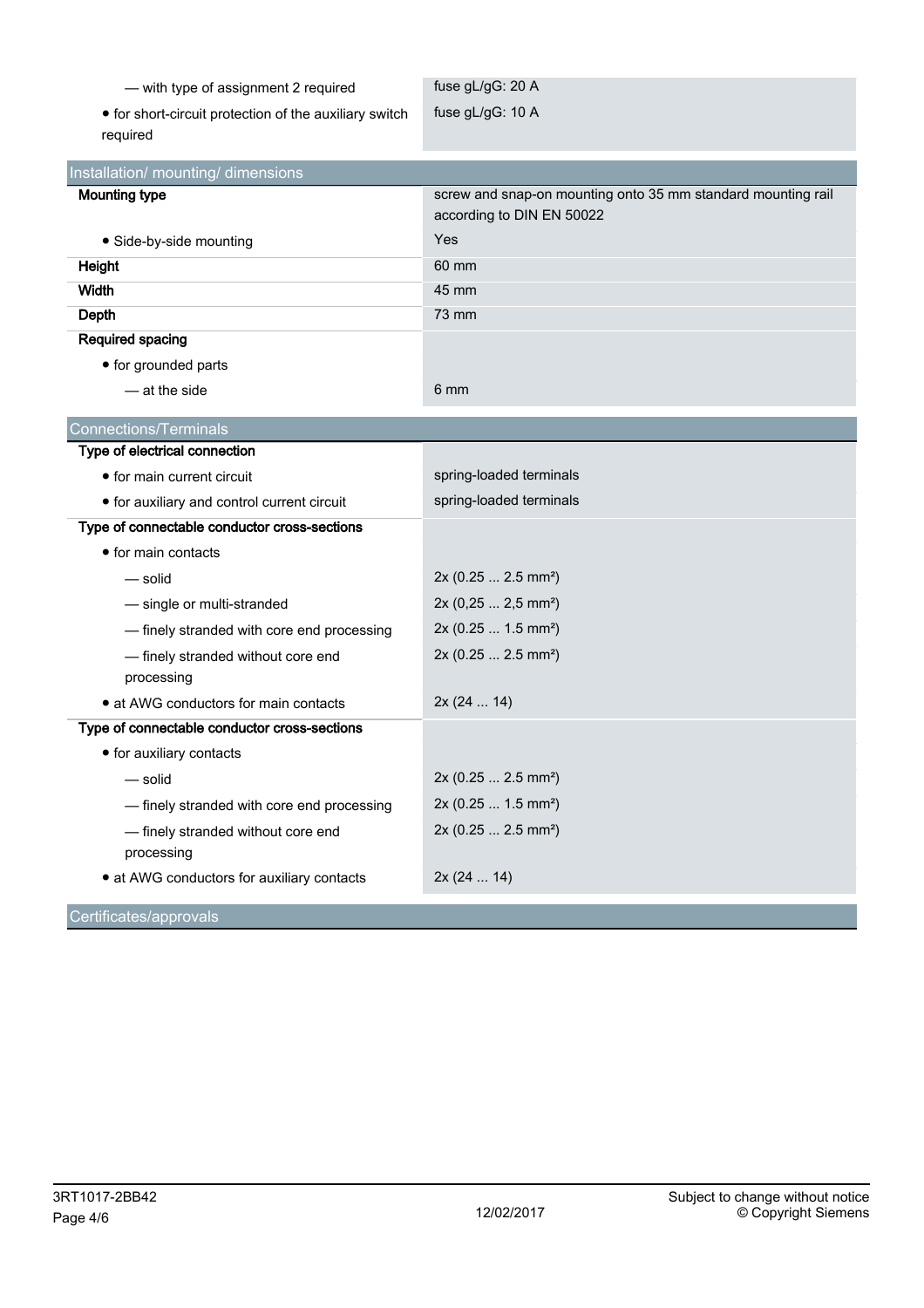| | |
|---|---|
| — with type of assignment 2 required | fuse gL/gG: 20 A |
| • for short-circuit protection of the auxiliary switch required | fuse gL/gG: 10 A |

## Installation/ mounting/ dimensions

| | |
|---|---|
| **Mounting type** | screw and snap-on mounting onto 35 mm standard mounting rail according to DIN EN 50022 |
| • Side-by-side mounting | Yes |
| **Height** | 60 mm |
| **Width** | 45 mm |
| **Depth** | 73 mm |
| **Required spacing** | |
| • for grounded parts | |
| — at the side | 6 mm |

## Connections/Terminals

| | |
|---|---|
| **Type of electrical connection** | |
| • for main current circuit | spring-loaded terminals |
| • for auxiliary and control current circuit | spring-loaded terminals |
| **Type of connectable conductor cross-sections** | |
| • for main contacts | |
| — solid | 2x (0.25 ... 2.5 mm²) |
| — single or multi-stranded | 2x (0,25 ... 2,5 mm²) |
| — finely stranded with core end processing | 2x (0.25 ... 1.5 mm²) |
| — finely stranded without core end processing | 2x (0.25 ... 2.5 mm²) |
| • at AWG conductors for main contacts | 2x (24 ... 14) |
| **Type of connectable conductor cross-sections** | |
| • for auxiliary contacts | |
| — solid | 2x (0.25 ... 2.5 mm²) |
| — finely stranded with core end processing | 2x (0.25 ... 1.5 mm²) |
| — finely stranded without core end processing | 2x (0.25 ... 2.5 mm²) |
| • at AWG conductors for auxiliary contacts | 2x (24 ... 14) |

## Certificates/approvals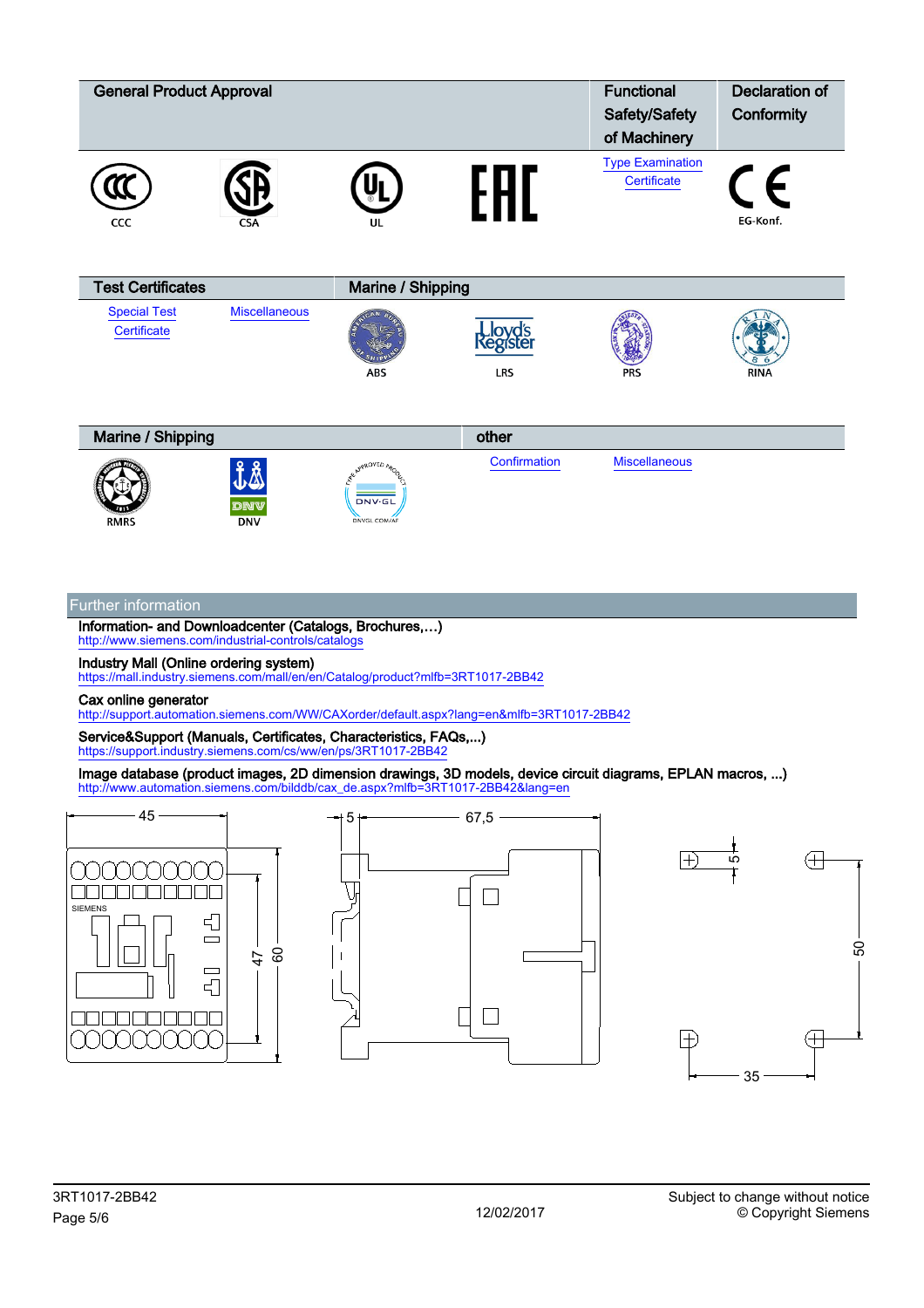| General Product Approval | | | | Functional Safety/Safety of Machinery | Declaration of Conformity |
|---|---|---|---|---|---|
| CCC | CSA | UL | EAC | Type Examination Certificate | EG-Konf. |

| Test Certificates | | Marine / Shipping | | | |
|---|---|---|---|---|---|
| Special Test Certificate | Miscellaneous | ABS | LRS | PRS | RINA |

| Marine / Shipping | | | other | |
|---|---|---|---|---|
| RMRS | DNV | DNV-GL | Confirmation | Miscellaneous |

## Further information

**Information- and Downloadcenter (Catalogs, Brochures,…)**
http://www.siemens.com/industrial-controls/catalogs

**Industry Mall (Online ordering system)**
https://mall.industry.siemens.com/mall/en/en/Catalog/product?mlfb=3RT1017-2BB42

**Cax online generator**
http://support.automation.siemens.com/WW/CAXorder/default.aspx?lang=en&mlfb=3RT1017-2BB42

**Service&Support (Manuals, Certificates, Characteristics, FAQs,...)**
https://support.industry.siemens.com/cs/ww/en/ps/3RT1017-2BB42

**Image database (product images, 2D dimension drawings, 3D models, device circuit diagrams, EPLAN macros, ...)**
http://www.automation.siemens.com/bilddb/cax_de.aspx?mlfb=3RT1017-2BB42&lang=en

45
SIEMENS
47
60
5
67,5
5
50
35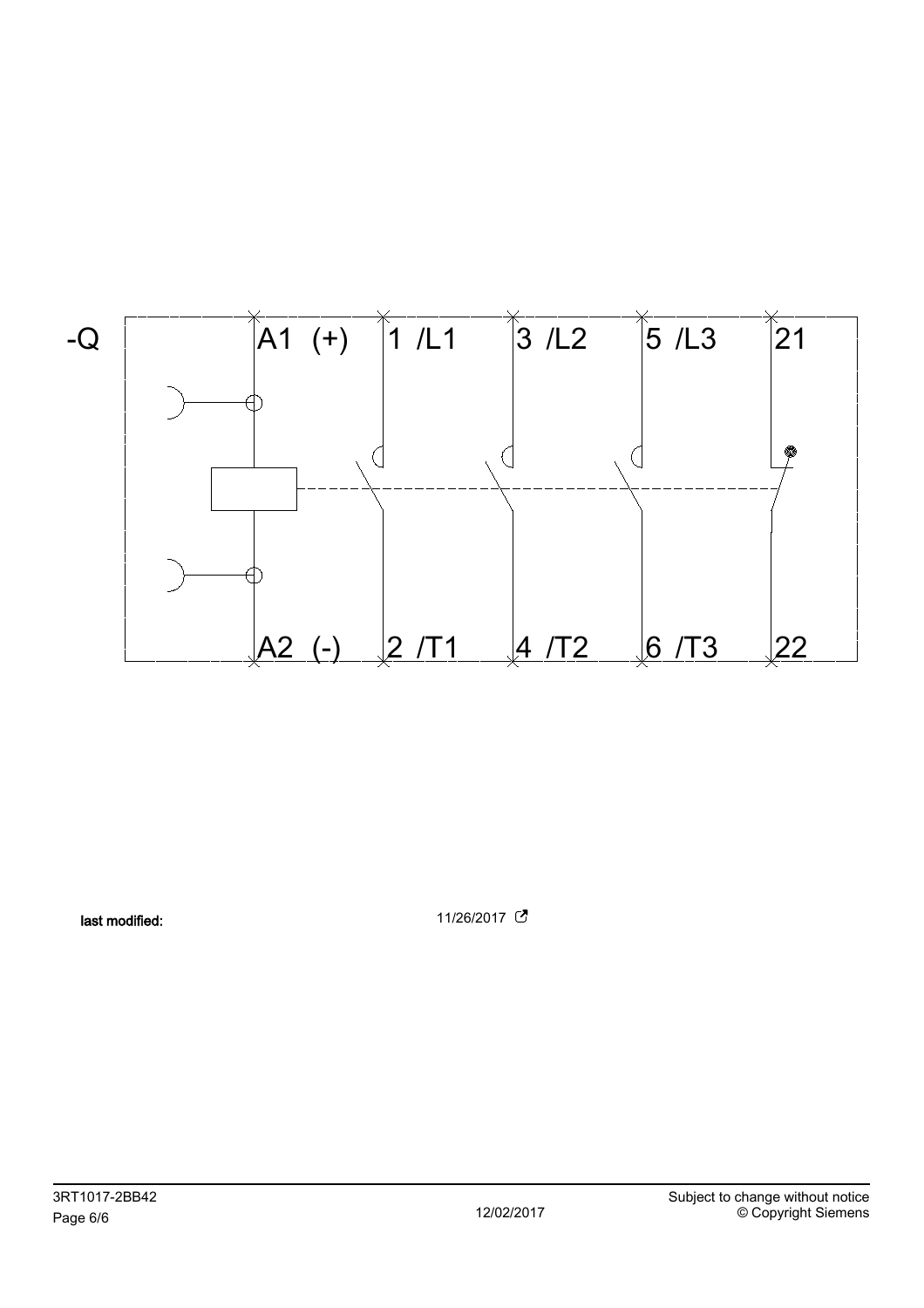-Q

A1 (+)

1 /L1

3 /L2

5 /L3

21

A2 (-)

2 /T1

4 /T2

6 /T3

22

**last modified:** 11/26/2017